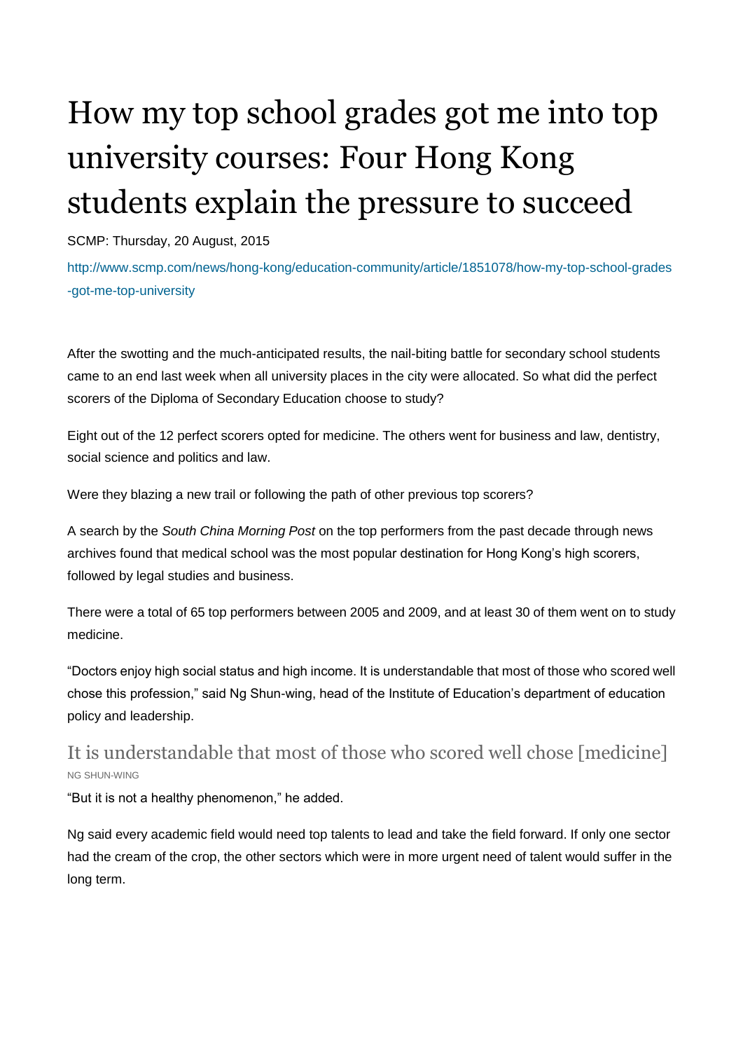# How my top school grades got me into top university courses: Four Hong Kong students explain the pressure to succeed

SCMP: Thursday, 20 August, 2015

http://www.scmp.com/news/hong-kong/education-community/article/1851078/how-my-top-school-grades-got-me-top-university

After the swotting and the much-anticipated results, the nail-biting battle for secondary school students came to an end last week when all university places in the city were allocated. So what did the perfect scorers of the Diploma of Secondary Education choose to study?

Eight out of the 12 perfect scorers opted for medicine. The others went for business and law, dentistry, social science and politics and law.

Were they blazing a new trail or following the path of other previous top scorers?

A search by the *South China Morning Post* on the top performers from the past decade through news archives found that medical school was the most popular destination for Hong Kong's high scorers, followed by legal studies and business.

There were a total of 65 top performers between 2005 and 2009, and at least 30 of them went on to study medicine.

"Doctors enjoy high social status and high income. It is understandable that most of those who scored well chose this profession," said Ng Shun-wing, head of the Institute of Education's department of education policy and leadership.

> It is understandable that most of those who scored well chose [medicine]
>
> NG SHUN-WING

"But it is not a healthy phenomenon," he added.

Ng said every academic field would need top talents to lead and take the field forward. If only one sector had the cream of the crop, the other sectors which were in more urgent need of talent would suffer in the long term.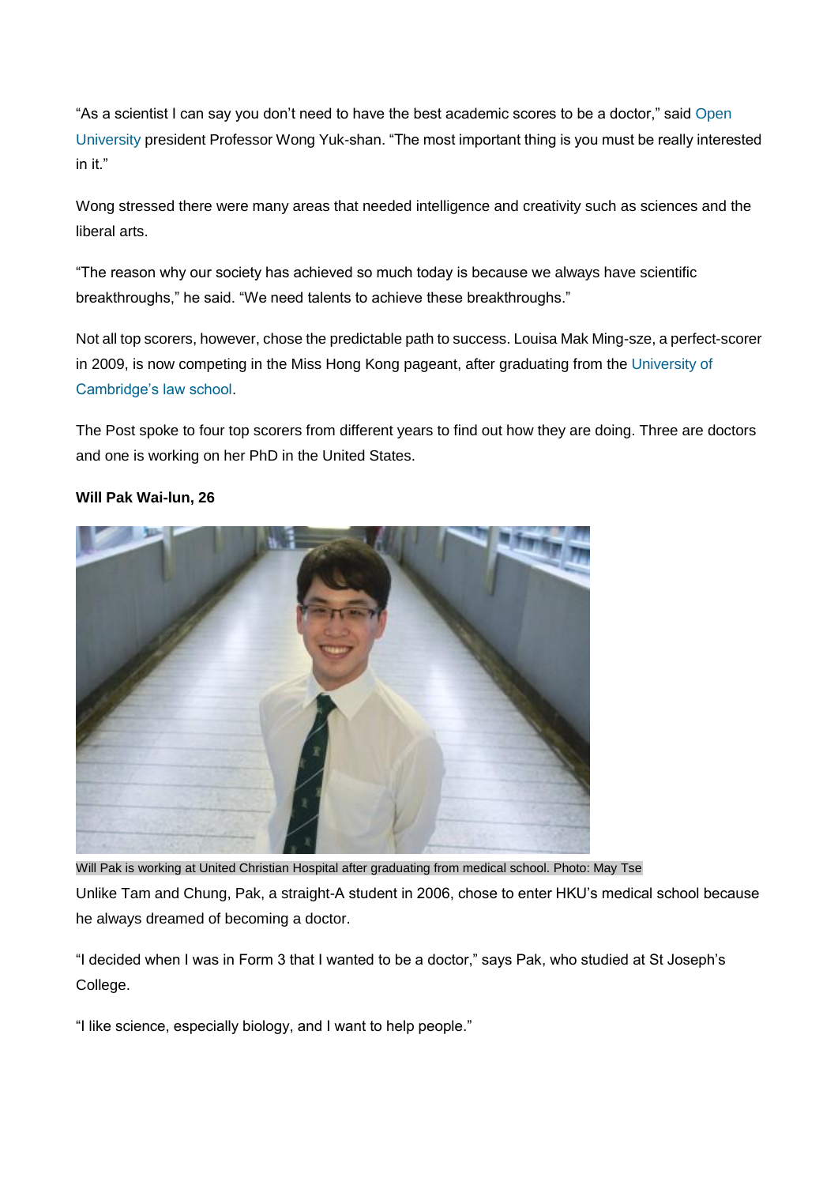"As a scientist I can say you don't need to have the best academic scores to be a doctor," said Open University president Professor Wong Yuk-shan. "The most important thing is you must be really interested in it."

Wong stressed there were many areas that needed intelligence and creativity such as sciences and the liberal arts.

"The reason why our society has achieved so much today is because we always have scientific breakthroughs," he said. "We need talents to achieve these breakthroughs."

Not all top scorers, however, chose the predictable path to success. Louisa Mak Ming-sze, a perfect-scorer in 2009, is now competing in the Miss Hong Kong pageant, after graduating from the University of Cambridge's law school.

The Post spoke to four top scorers from different years to find out how they are doing. Three are doctors and one is working on her PhD in the United States.

**Will Pak Wai-lun, 26**

Will Pak is working at United Christian Hospital after graduating from medical school. Photo: May Tse

Unlike Tam and Chung, Pak, a straight-A student in 2006, chose to enter HKU's medical school because he always dreamed of becoming a doctor.

"I decided when I was in Form 3 that I wanted to be a doctor," says Pak, who studied at St Joseph's College.

"I like science, especially biology, and I want to help people."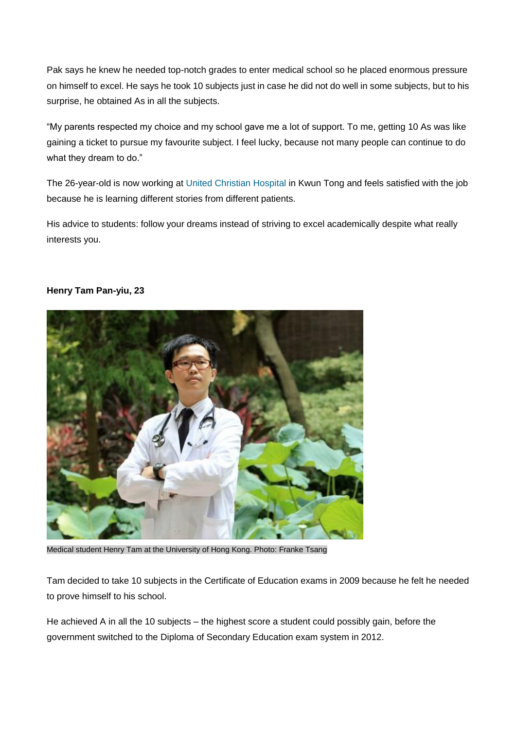Pak says he knew he needed top-notch grades to enter medical school so he placed enormous pressure on himself to excel. He says he took 10 subjects just in case he did not do well in some subjects, but to his surprise, he obtained As in all the subjects.

"My parents respected my choice and my school gave me a lot of support. To me, getting 10 As was like gaining a ticket to pursue my favourite subject. I feel lucky, because not many people can continue to do what they dream to do."

The 26-year-old is now working at United Christian Hospital in Kwun Tong and feels satisfied with the job because he is learning different stories from different patients.

His advice to students: follow your dreams instead of striving to excel academically despite what really interests you.

**Henry Tam Pan-yiu, 23**

Medical student Henry Tam at the University of Hong Kong. Photo: Franke Tsang

Tam decided to take 10 subjects in the Certificate of Education exams in 2009 because he felt he needed to prove himself to his school.

He achieved A in all the 10 subjects – the highest score a student could possibly gain, before the government switched to the Diploma of Secondary Education exam system in 2012.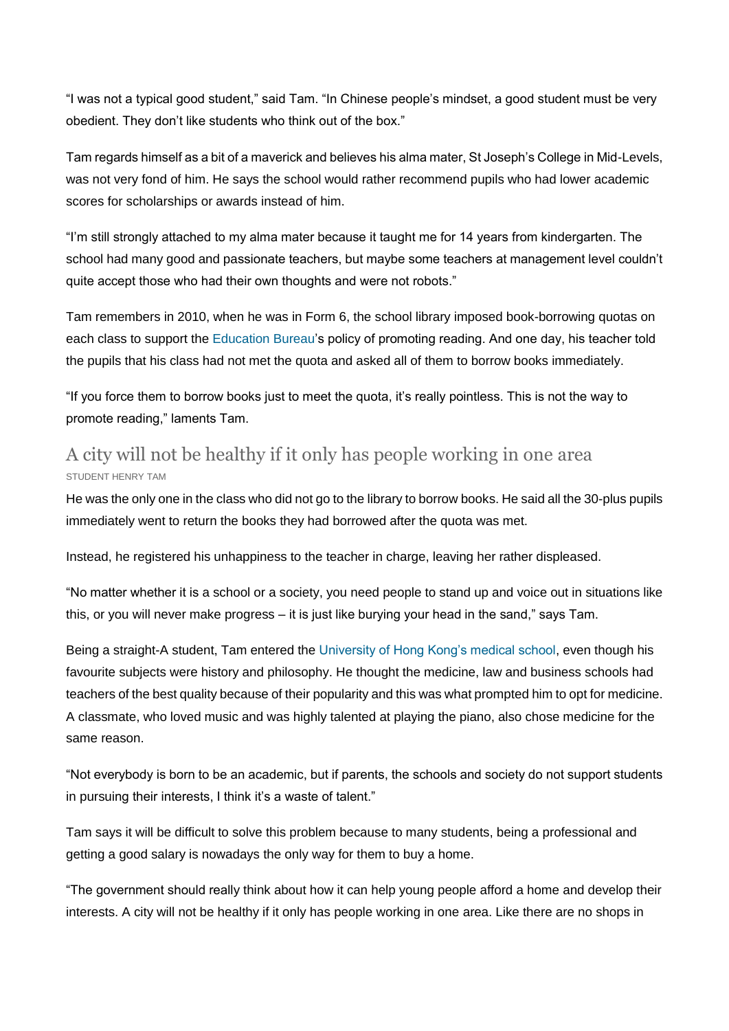"I was not a typical good student," said Tam. "In Chinese people's mindset, a good student must be very obedient. They don't like students who think out of the box."

Tam regards himself as a bit of a maverick and believes his alma mater, St Joseph's College in Mid-Levels, was not very fond of him. He says the school would rather recommend pupils who had lower academic scores for scholarships or awards instead of him.

"I'm still strongly attached to my alma mater because it taught me for 14 years from kindergarten. The school had many good and passionate teachers, but maybe some teachers at management level couldn't quite accept those who had their own thoughts and were not robots."

Tam remembers in 2010, when he was in Form 6, the school library imposed book-borrowing quotas on each class to support the Education Bureau's policy of promoting reading. And one day, his teacher told the pupils that his class had not met the quota and asked all of them to borrow books immediately.

"If you force them to borrow books just to meet the quota, it's really pointless. This is not the way to promote reading," laments Tam.

## A city will not be healthy if it only has people working in one area

STUDENT HENRY TAM

He was the only one in the class who did not go to the library to borrow books. He said all the 30-plus pupils immediately went to return the books they had borrowed after the quota was met.

Instead, he registered his unhappiness to the teacher in charge, leaving her rather displeased.

"No matter whether it is a school or a society, you need people to stand up and voice out in situations like this, or you will never make progress – it is just like burying your head in the sand," says Tam.

Being a straight-A student, Tam entered the University of Hong Kong's medical school, even though his favourite subjects were history and philosophy. He thought the medicine, law and business schools had teachers of the best quality because of their popularity and this was what prompted him to opt for medicine. A classmate, who loved music and was highly talented at playing the piano, also chose medicine for the same reason.

"Not everybody is born to be an academic, but if parents, the schools and society do not support students in pursuing their interests, I think it's a waste of talent."

Tam says it will be difficult to solve this problem because to many students, being a professional and getting a good salary is nowadays the only way for them to buy a home.

"The government should really think about how it can help young people afford a home and develop their interests. A city will not be healthy if it only has people working in one area. Like there are no shops in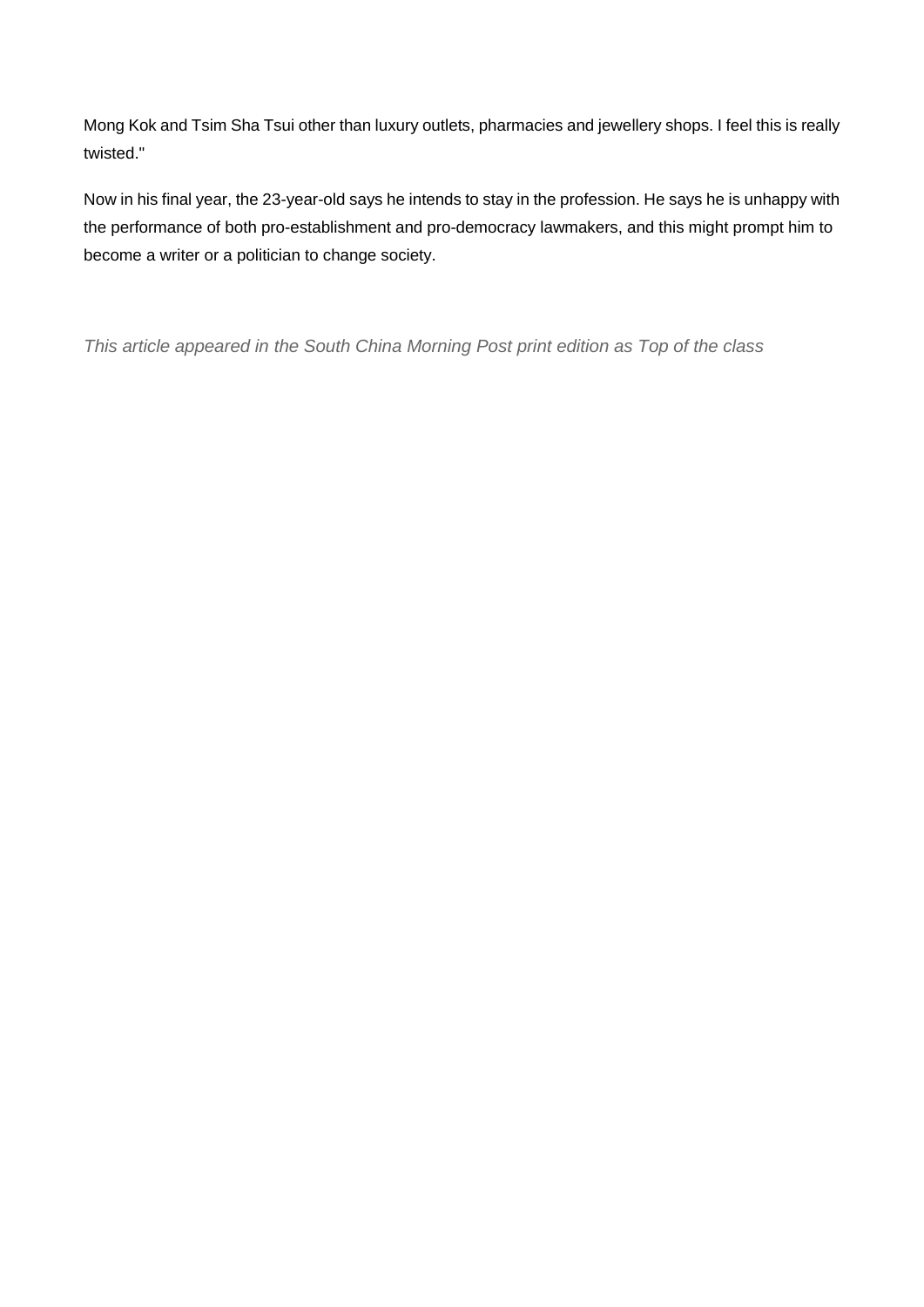Mong Kok and Tsim Sha Tsui other than luxury outlets, pharmacies and jewellery shops. I feel this is really twisted."

Now in his final year, the 23-year-old says he intends to stay in the profession. He says he is unhappy with the performance of both pro-establishment and pro-democracy lawmakers, and this might prompt him to become a writer or a politician to change society.

*This article appeared in the South China Morning Post print edition as Top of the class*